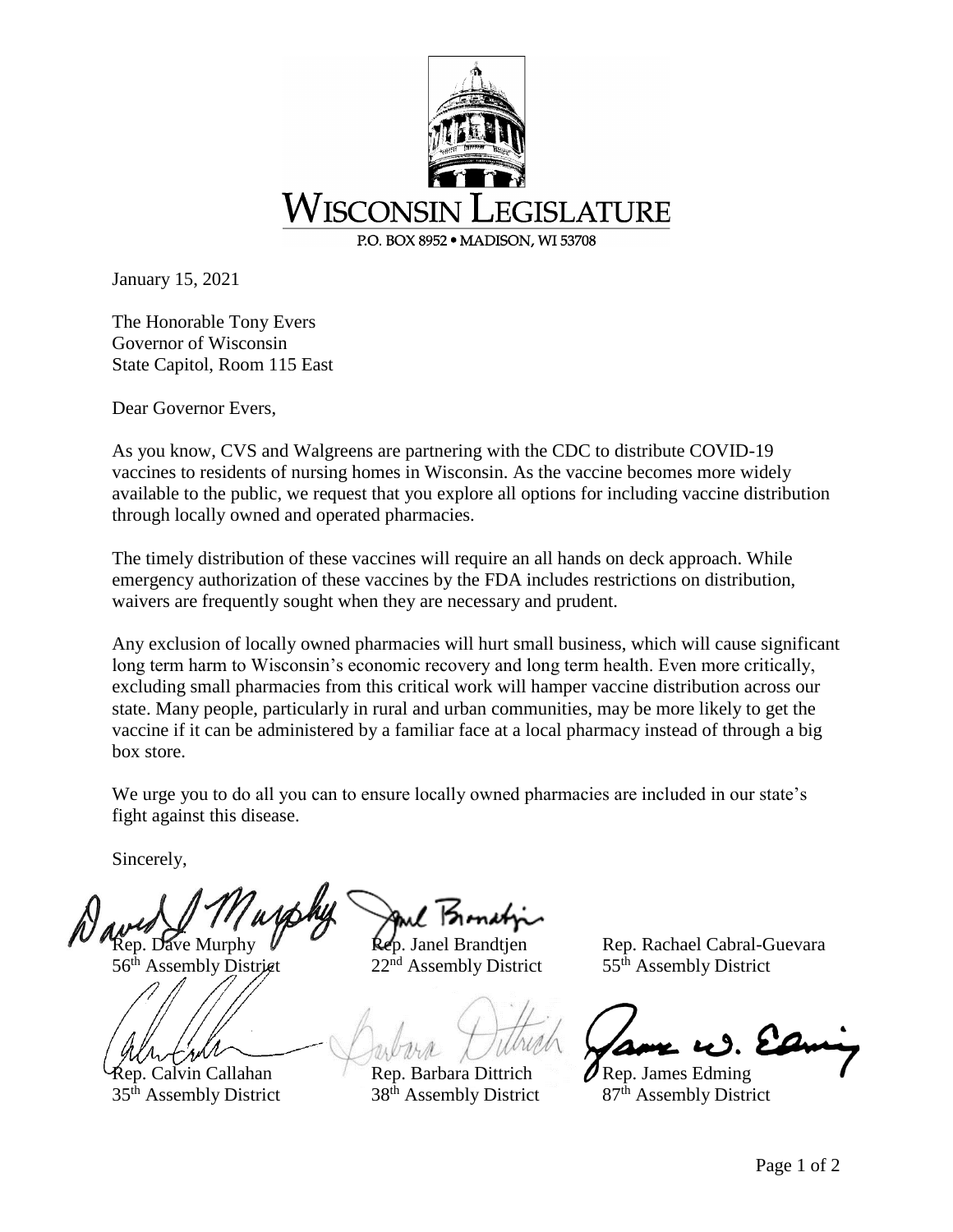WISCONSIN LEGISLATURE

P.O. BOX 8952 • MADISON, WI 53708

January 15, 2021

The Honorable Tony Evers
Governor of Wisconsin
State Capitol, Room 115 East

Dear Governor Evers,

As you know, CVS and Walgreens are partnering with the CDC to distribute COVID-19 vaccines to residents of nursing homes in Wisconsin. As the vaccine becomes more widely available to the public, we request that you explore all options for including vaccine distribution through locally owned and operated pharmacies.

The timely distribution of these vaccines will require an all hands on deck approach. While emergency authorization of these vaccines by the FDA includes restrictions on distribution, waivers are frequently sought when they are necessary and prudent.

Any exclusion of locally owned pharmacies will hurt small business, which will cause significant long term harm to Wisconsin's economic recovery and long term health. Even more critically, excluding small pharmacies from this critical work will hamper vaccine distribution across our state. Many people, particularly in rural and urban communities, may be more likely to get the vaccine if it can be administered by a familiar face at a local pharmacy instead of through a big box store.

We urge you to do all you can to ensure locally owned pharmacies are included in our state's fight against this disease.

Sincerely,

Rep. Dave Murphy
56th Assembly District

Rep. Janel Brandtjen
22nd Assembly District

Rep. Rachael Cabral-Guevara
55th Assembly District

Rep. Calvin Callahan
35th Assembly District

Rep. Barbara Dittrich
38th Assembly District

Rep. James Edming
87th Assembly District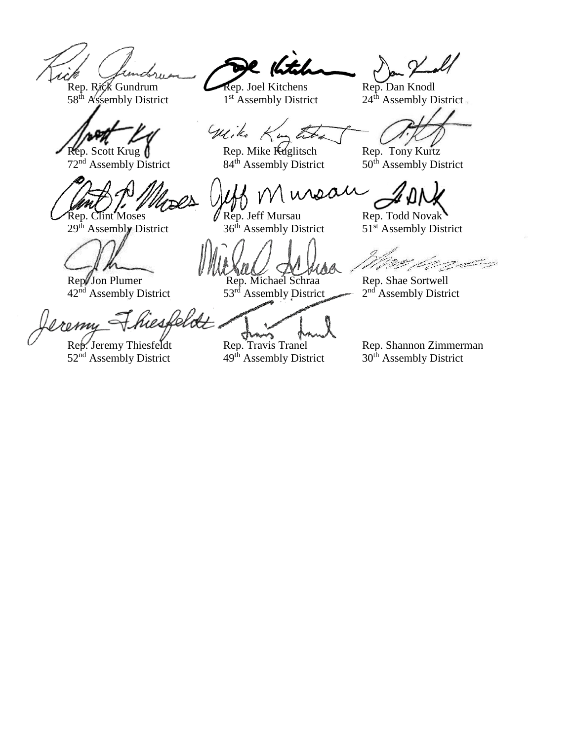| | | |
|---|---|---|
| Rep. Rick Gundrum<br>58th Assembly District | Rep. Joel Kitchens<br>1st Assembly District | Rep. Dan Knodl<br>24th Assembly District |
| Rep. Scott Krug<br>72nd Assembly District | Rep. Mike Kuglitsch<br>84th Assembly District | Rep. Tony Kurtz<br>50th Assembly District |
| Rep. Clint Moses<br>29th Assembly District | Rep. Jeff Mursau<br>36th Assembly District | Rep. Todd Novak<br>51st Assembly District |
| Rep. Jon Plumer<br>42nd Assembly District | Rep. Michael Schraa<br>53rd Assembly District | Rep. Shae Sortwell<br>2nd Assembly District |
| Rep. Jeremy Thiesfeldt<br>52nd Assembly District | Rep. Travis Tranel<br>49th Assembly District | Rep. Shannon Zimmerman<br>30th Assembly District |